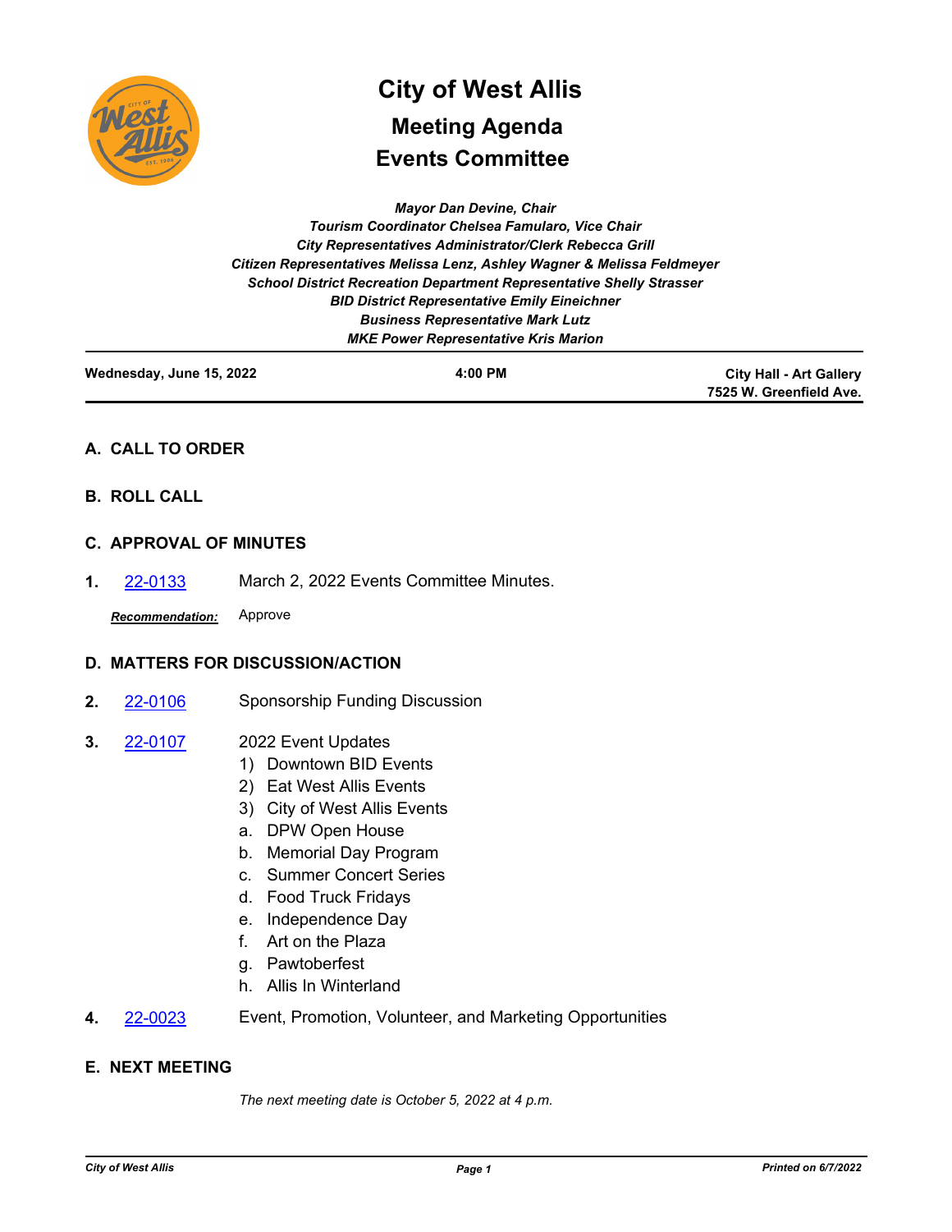# City of West Allis

## Meeting Agenda

## Events Committee

*Mayor Dan Devine, Chair*
*Tourism Coordinator Chelsea Famularo, Vice Chair*
*City Representatives Administrator/Clerk Rebecca Grill*
*Citizen Representatives Melissa Lenz, Ashley Wagner & Melissa Feldmeyer*
*School District Recreation Department Representative Shelly Strasser*
*BID District Representative Emily Eineichner*
*Business Representative Mark Lutz*
*MKE Power Representative Kris Marion*

**Wednesday, June 15, 2022** | **4:00 PM** | **City Hall - Art Gallery, 7525 W. Greenfield Ave.**

### A. CALL TO ORDER

### B. ROLL CALL

### C. APPROVAL OF MINUTES

**1.** 22-0133 — March 2, 2022 Events Committee Minutes.

***Recommendation:*** Approve

### D. MATTERS FOR DISCUSSION/ACTION

**2.** 22-0106 — Sponsorship Funding Discussion

**3.** 22-0107 — 2022 Event Updates

1) Downtown BID Events
2) Eat West Allis Events
3) City of West Allis Events

a. DPW Open House
b. Memorial Day Program
c. Summer Concert Series
d. Food Truck Fridays
e. Independence Day
f. Art on the Plaza
g. Pawtoberfest
h. Allis In Winterland

**4.** 22-0023 — Event, Promotion, Volunteer, and Marketing Opportunities

### E. NEXT MEETING

*The next meeting date is October 5, 2022 at 4 p.m.*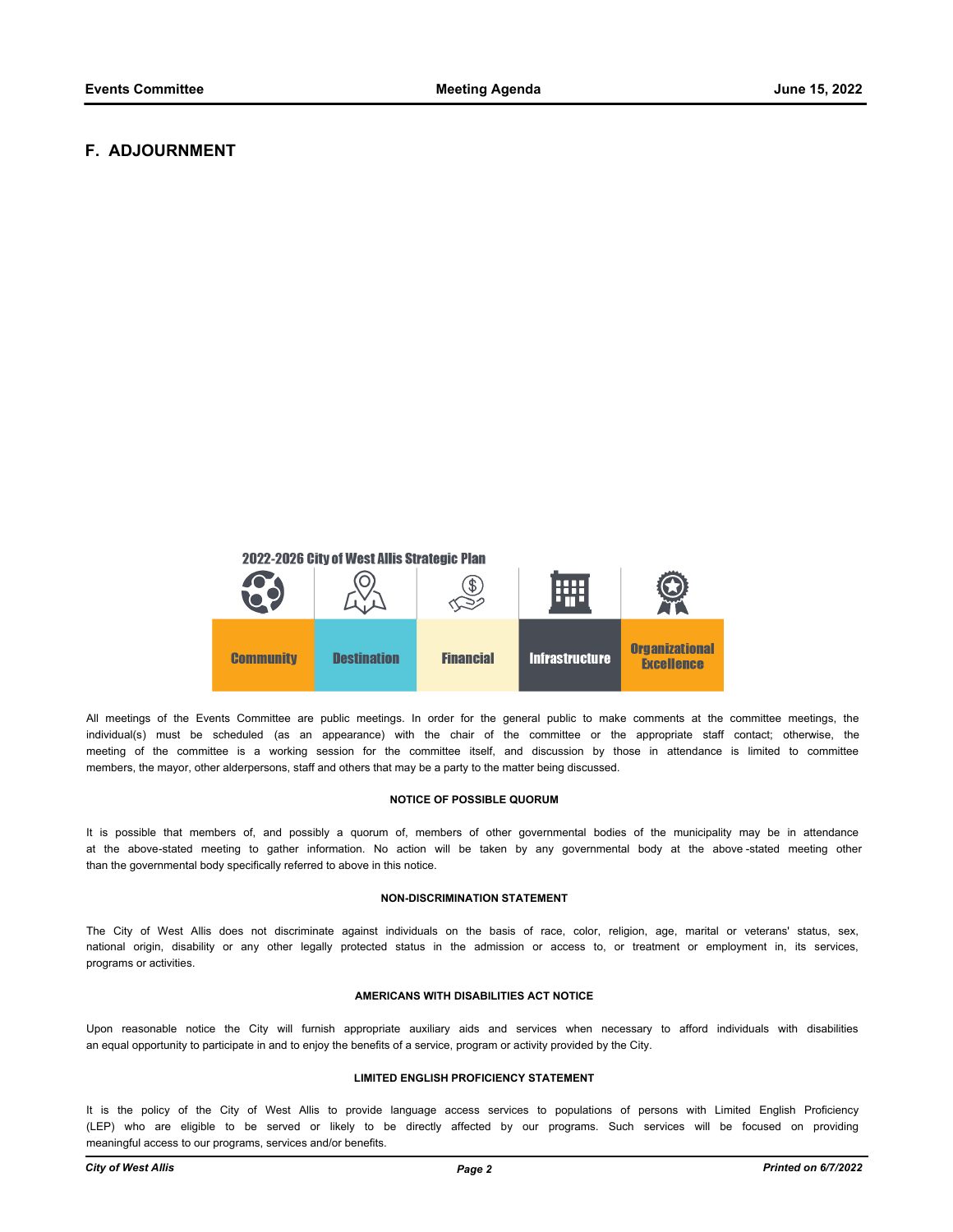## F. ADJOURNMENT

2022-2026 City of West Allis Strategic Plan

Community

Destination

Financial

Infrastructure

Organizational Excellence

All meetings of the Events Committee are public meetings. In order for the general public to make comments at the committee meetings, the individual(s) must be scheduled (as an appearance) with the chair of the committee or the appropriate staff contact; otherwise, the meeting of the committee is a working session for the committee itself, and discussion by those in attendance is limited to committee members, the mayor, other alderpersons, staff and others that may be a party to the matter being discussed.

**NOTICE OF POSSIBLE QUORUM**

It is possible that members of, and possibly a quorum of, members of other governmental bodies of the municipality may be in attendance at the above-stated meeting to gather information. No action will be taken by any governmental body at the above-stated meeting other than the governmental body specifically referred to above in this notice.

**NON-DISCRIMINATION STATEMENT**

The City of West Allis does not discriminate against individuals on the basis of race, color, religion, age, marital or veterans' status, sex, national origin, disability or any other legally protected status in the admission or access to, or treatment or employment in, its services, programs or activities.

**AMERICANS WITH DISABILITIES ACT NOTICE**

Upon reasonable notice the City will furnish appropriate auxiliary aids and services when necessary to afford individuals with disabilities an equal opportunity to participate in and to enjoy the benefits of a service, program or activity provided by the City.

**LIMITED ENGLISH PROFICIENCY STATEMENT**

It is the policy of the City of West Allis to provide language access services to populations of persons with Limited English Proficiency (LEP) who are eligible to be served or likely to be directly affected by our programs. Such services will be focused on providing meaningful access to our programs, services and/or benefits.